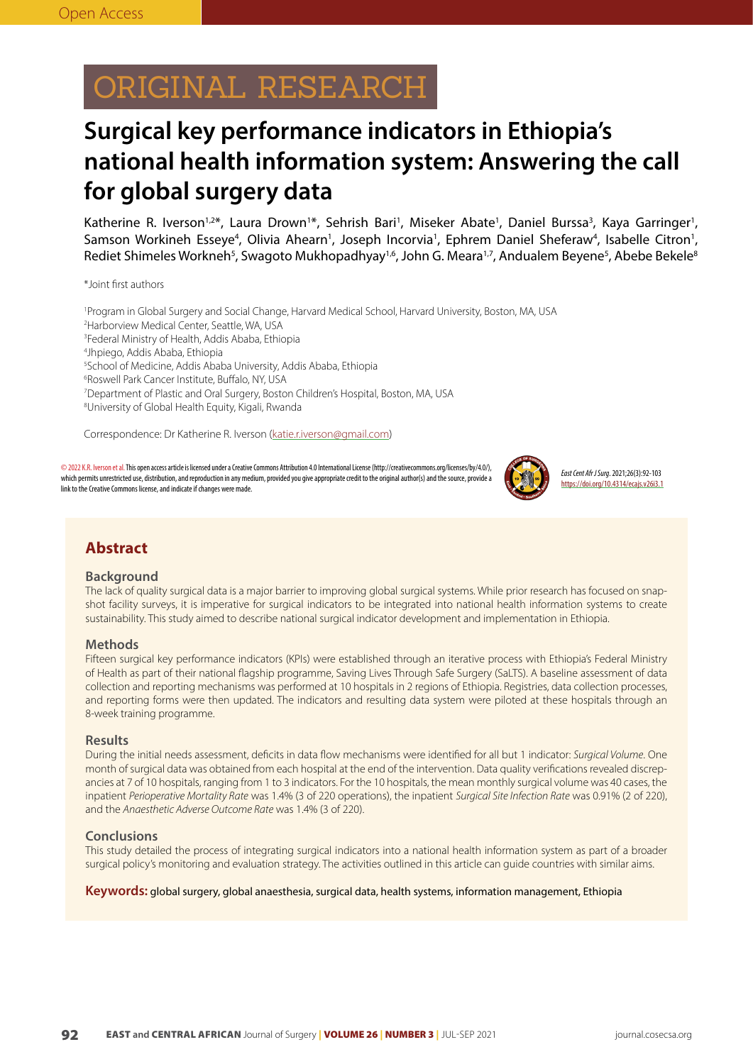Open Access

ORIGINAL RESEARCH

# Surgical key performance indicators in Ethiopia's national health information system: Answering the call for global surgery data

Katherine R. Iverson[1,2]*, Laura Drown[1]*, Sehrish Bari[1], Miseker Abate[1], Daniel Burssa[3], Kaya Garringer[1], Samson Workineh Esseye[4], Olivia Ahearn[1], Joseph Incorvia[1], Ephrem Daniel Sheferaw[4], Isabelle Citron[1], Rediet Shimeles Workneh[5], Swagoto Mukhopadhyay[1,6], John G. Meara[1,7], Andualem Beyene[5], Abebe Bekele[8]

*Joint first authors

[1]Program in Global Surgery and Social Change, Harvard Medical School, Harvard University, Boston, MA, USA
[2]Harborview Medical Center, Seattle, WA, USA
[3]Federal Ministry of Health, Addis Ababa, Ethiopia
[4]Jhpiego, Addis Ababa, Ethiopia
[5]School of Medicine, Addis Ababa University, Addis Ababa, Ethiopia
[6]Roswell Park Cancer Institute, Buffalo, NY, USA
[7]Department of Plastic and Oral Surgery, Boston Children's Hospital, Boston, MA, USA
[8]University of Global Health Equity, Kigali, Rwanda

Correspondence: Dr Katherine R. Iverson (katie.r.iverson@gmail.com)

© 2022 K.R. Iverson et al. This open access article is licensed under a Creative Commons Attribution 4.0 International License (http://creativecommons.org/licenses/by/4.0/), which permits unrestricted use, distribution, and reproduction in any medium, provided you give appropriate credit to the original author(s) and the source, provide a link to the Creative Commons license, and indicate if changes were made.

*East Cent Afr J Surg.* 2021;26(3):92-103
https://doi.org/10.4314/ecajs.v26i3.1

## Abstract

### Background

The lack of quality surgical data is a major barrier to improving global surgical systems. While prior research has focused on snapshot facility surveys, it is imperative for surgical indicators to be integrated into national health information systems to create sustainability. This study aimed to describe national surgical indicator development and implementation in Ethiopia.

### Methods

Fifteen surgical key performance indicators (KPIs) were established through an iterative process with Ethiopia's Federal Ministry of Health as part of their national flagship programme, Saving Lives Through Safe Surgery (SaLTS). A baseline assessment of data collection and reporting mechanisms was performed at 10 hospitals in 2 regions of Ethiopia. Registries, data collection processes, and reporting forms were then updated. The indicators and resulting data system were piloted at these hospitals through an 8-week training programme.

### Results

During the initial needs assessment, deficits in data flow mechanisms were identified for all but 1 indicator: *Surgical Volume*. One month of surgical data was obtained from each hospital at the end of the intervention. Data quality verifications revealed discrepancies at 7 of 10 hospitals, ranging from 1 to 3 indicators. For the 10 hospitals, the mean monthly surgical volume was 40 cases, the inpatient *Perioperative Mortality Rate* was 1.4% (3 of 220 operations), the inpatient *Surgical Site Infection Rate* was 0.91% (2 of 220), and the *Anaesthetic Adverse Outcome Rate* was 1.4% (3 of 220).

### Conclusions

This study detailed the process of integrating surgical indicators into a national health information system as part of a broader surgical policy's monitoring and evaluation strategy. The activities outlined in this article can guide countries with similar aims.

**Keywords:** global surgery, global anaesthesia, surgical data, health systems, information management, Ethiopia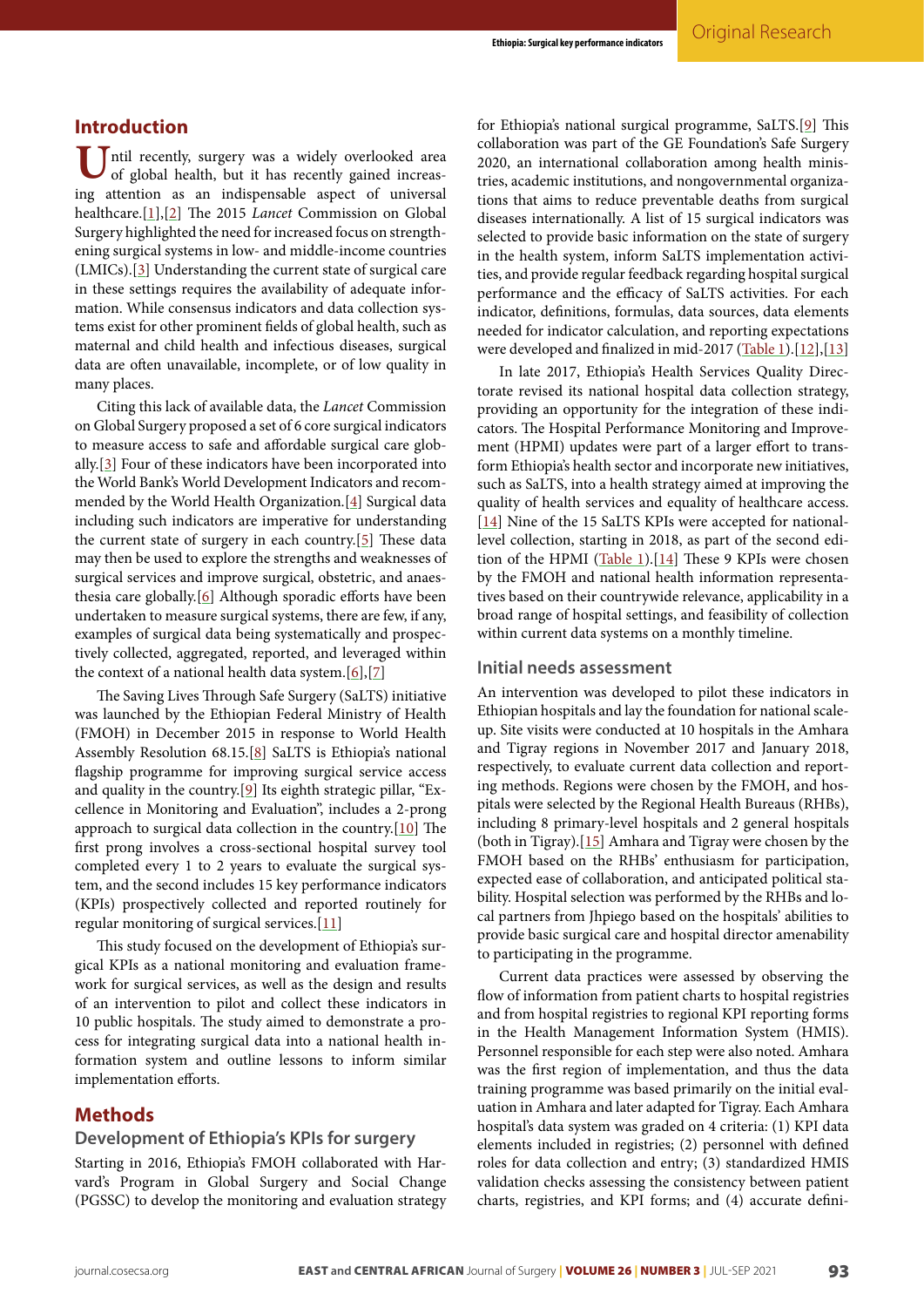## Introduction

Until recently, surgery was a widely overlooked area of global health, but it has recently gained increasing attention as an indispensable aspect of universal healthcare.[1],[2] The 2015 *Lancet* Commission on Global Surgery highlighted the need for increased focus on strengthening surgical systems in low- and middle-income countries (LMICs).[3] Understanding the current state of surgical care in these settings requires the availability of adequate information. While consensus indicators and data collection systems exist for other prominent fields of global health, such as maternal and child health and infectious diseases, surgical data are often unavailable, incomplete, or of low quality in many places.

Citing this lack of available data, the *Lancet* Commission on Global Surgery proposed a set of 6 core surgical indicators to measure access to safe and affordable surgical care globally.[3] Four of these indicators have been incorporated into the World Bank's World Development Indicators and recommended by the World Health Organization.[4] Surgical data including such indicators are imperative for understanding the current state of surgery in each country.[5] These data may then be used to explore the strengths and weaknesses of surgical services and improve surgical, obstetric, and anaesthesia care globally.[6] Although sporadic efforts have been undertaken to measure surgical systems, there are few, if any, examples of surgical data being systematically and prospectively collected, aggregated, reported, and leveraged within the context of a national health data system.[6],[7]

The Saving Lives Through Safe Surgery (SaLTS) initiative was launched by the Ethiopian Federal Ministry of Health (FMOH) in December 2015 in response to World Health Assembly Resolution 68.15.[8] SaLTS is Ethiopia's national flagship programme for improving surgical service access and quality in the country.[9] Its eighth strategic pillar, "Excellence in Monitoring and Evaluation", includes a 2-prong approach to surgical data collection in the country.[10] The first prong involves a cross-sectional hospital survey tool completed every 1 to 2 years to evaluate the surgical system, and the second includes 15 key performance indicators (KPIs) prospectively collected and reported routinely for regular monitoring of surgical services.[11]

This study focused on the development of Ethiopia's surgical KPIs as a national monitoring and evaluation framework for surgical services, as well as the design and results of an intervention to pilot and collect these indicators in 10 public hospitals. The study aimed to demonstrate a process for integrating surgical data into a national health information system and outline lessons to inform similar implementation efforts.

## Methods

### Development of Ethiopia's KPIs for surgery

Starting in 2016, Ethiopia's FMOH collaborated with Harvard's Program in Global Surgery and Social Change (PGSSC) to develop the monitoring and evaluation strategy for Ethiopia's national surgical programme, SaLTS.[9] This collaboration was part of the GE Foundation's Safe Surgery 2020, an international collaboration among health ministries, academic institutions, and nongovernmental organizations that aims to reduce preventable deaths from surgical diseases internationally. A list of 15 surgical indicators was selected to provide basic information on the state of surgery in the health system, inform SaLTS implementation activities, and provide regular feedback regarding hospital surgical performance and the efficacy of SaLTS activities. For each indicator, definitions, formulas, data sources, data elements needed for indicator calculation, and reporting expectations were developed and finalized in mid-2017 (Table 1).[12],[13]

In late 2017, Ethiopia's Health Services Quality Directorate revised its national hospital data collection strategy, providing an opportunity for the integration of these indicators. The Hospital Performance Monitoring and Improvement (HPMI) updates were part of a larger effort to transform Ethiopia's health sector and incorporate new initiatives, such as SaLTS, into a health strategy aimed at improving the quality of health services and equality of healthcare access.[14] Nine of the 15 SaLTS KPIs were accepted for national-level collection, starting in 2018, as part of the second edition of the HPMI (Table 1).[14] These 9 KPIs were chosen by the FMOH and national health information representatives based on their countrywide relevance, applicability in a broad range of hospital settings, and feasibility of collection within current data systems on a monthly timeline.

### Initial needs assessment

An intervention was developed to pilot these indicators in Ethiopian hospitals and lay the foundation for national scale-up. Site visits were conducted at 10 hospitals in the Amhara and Tigray regions in November 2017 and January 2018, respectively, to evaluate current data collection and reporting methods. Regions were chosen by the FMOH, and hospitals were selected by the Regional Health Bureaus (RHBs), including 8 primary-level hospitals and 2 general hospitals (both in Tigray).[15] Amhara and Tigray were chosen by the FMOH based on the RHBs' enthusiasm for participation, expected ease of collaboration, and anticipated political stability. Hospital selection was performed by the RHBs and local partners from Jhpiego based on the hospitals' abilities to provide basic surgical care and hospital director amenability to participating in the programme.

Current data practices were assessed by observing the flow of information from patient charts to hospital registries and from hospital registries to regional KPI reporting forms in the Health Management Information System (HMIS). Personnel responsible for each step were also noted. Amhara was the first region of implementation, and thus the data training programme was based primarily on the initial evaluation in Amhara and later adapted for Tigray. Each Amhara hospital's data system was graded on 4 criteria: (1) KPI data elements included in registries; (2) personnel with defined roles for data collection and entry; (3) standardized HMIS validation checks assessing the consistency between patient charts, registries, and KPI forms; and (4) accurate defini-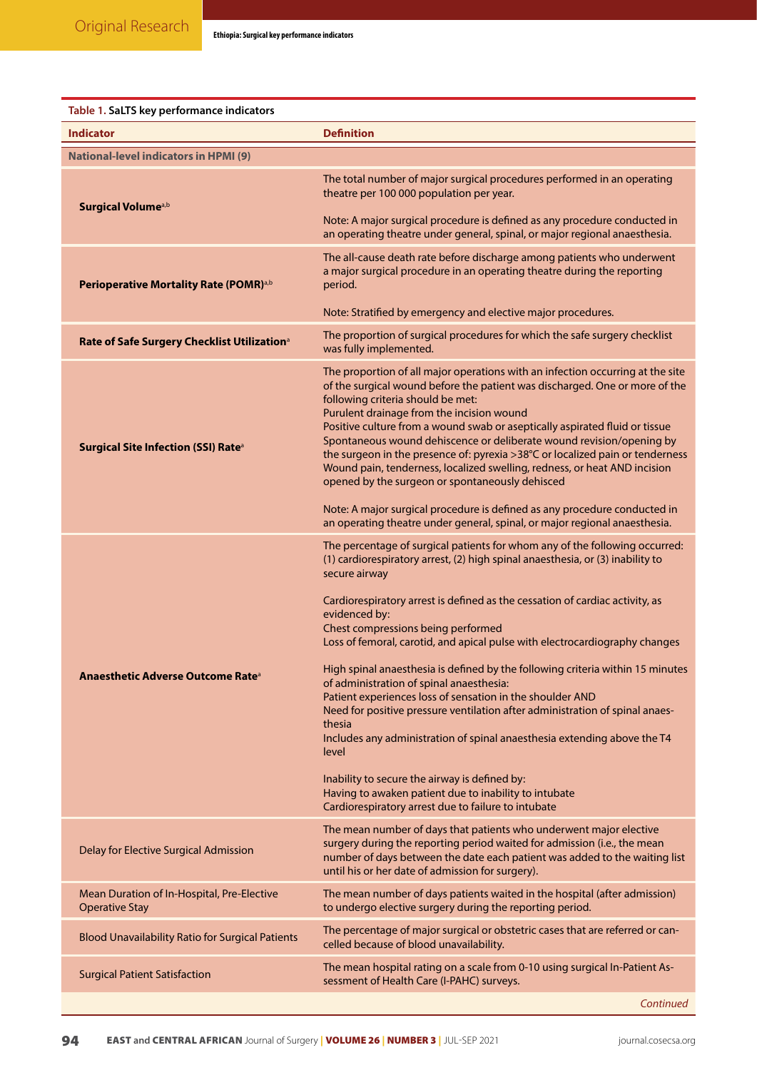**Table 1.** SaLTS key performance indicators

| Indicator | Definition |
|---|---|
| **National-level indicators in HPMI (9)** | |
| **Surgical Volume**[a,b] | The total number of major surgical procedures performed in an operating theatre per 100 000 population per year.<br><br>Note: A major surgical procedure is defined as any procedure conducted in an operating theatre under general, spinal, or major regional anaesthesia. |
| **Perioperative Mortality Rate (POMR)**[a,b] | The all-cause death rate before discharge among patients who underwent a major surgical procedure in an operating theatre during the reporting period.<br><br>Note: Stratified by emergency and elective major procedures. |
| **Rate of Safe Surgery Checklist Utilization**[a] | The proportion of surgical procedures for which the safe surgery checklist was fully implemented. |
| **Surgical Site Infection (SSI) Rate**[a] | The proportion of all major operations with an infection occurring at the site of the surgical wound before the patient was discharged. One or more of the following criteria should be met:<br>Purulent drainage from the incision wound<br>Positive culture from a wound swab or aseptically aspirated fluid or tissue<br>Spontaneous wound dehiscence or deliberate wound revision/opening by the surgeon in the presence of: pyrexia >38°C or localized pain or tenderness<br>Wound pain, tenderness, localized swelling, redness, or heat AND incision opened by the surgeon or spontaneously dehisced<br><br>Note: A major surgical procedure is defined as any procedure conducted in an operating theatre under general, spinal, or major regional anaesthesia. |
| **Anaesthetic Adverse Outcome Rate**[a] | The percentage of surgical patients for whom any of the following occurred: (1) cardiorespiratory arrest, (2) high spinal anaesthesia, or (3) inability to secure airway<br><br>Cardiorespiratory arrest is defined as the cessation of cardiac activity, as evidenced by:<br>Chest compressions being performed<br>Loss of femoral, carotid, and apical pulse with electrocardiography changes<br><br>High spinal anaesthesia is defined by the following criteria within 15 minutes of administration of spinal anaesthesia:<br>Patient experiences loss of sensation in the shoulder AND<br>Need for positive pressure ventilation after administration of spinal anaesthesia<br>Includes any administration of spinal anaesthesia extending above the T4 level<br><br>Inability to secure the airway is defined by:<br>Having to awaken patient due to inability to intubate<br>Cardiorespiratory arrest due to failure to intubate |
| Delay for Elective Surgical Admission | The mean number of days that patients who underwent major elective surgery during the reporting period waited for admission (i.e., the mean number of days between the date each patient was added to the waiting list until his or her date of admission for surgery). |
| Mean Duration of In-Hospital, Pre-Elective Operative Stay | The mean number of days patients waited in the hospital (after admission) to undergo elective surgery during the reporting period. |
| Blood Unavailability Ratio for Surgical Patients | The percentage of major surgical or obstetric cases that are referred or cancelled because of blood unavailability. |
| Surgical Patient Satisfaction | The mean hospital rating on a scale from 0-10 using surgical In-Patient Assessment of Health Care (I-PAHC) surveys. |

*Continued*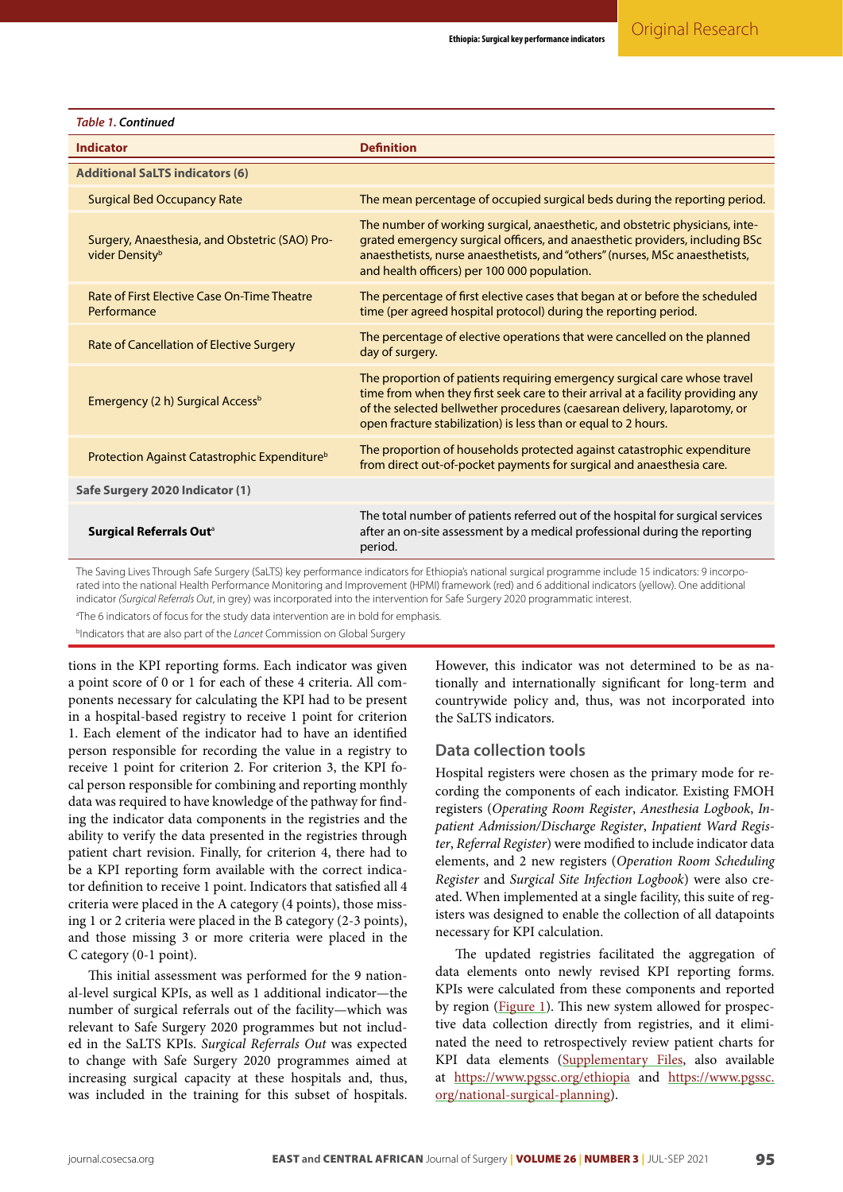*Table 1.* **Continued**

| Indicator | Definition |
|---|---|
| **Additional SaLTS indicators (6)** | |
| Surgical Bed Occupancy Rate | The mean percentage of occupied surgical beds during the reporting period. |
| Surgery, Anaesthesia, and Obstetric (SAO) Provider Density[b] | The number of working surgical, anaesthetic, and obstetric physicians, integrated emergency surgical officers, and anaesthetic providers, including BSc anaesthetists, nurse anaesthetists, and "others" (nurses, MSc anaesthetists, and health officers) per 100 000 population. |
| Rate of First Elective Case On-Time Theatre Performance | The percentage of first elective cases that began at or before the scheduled time (per agreed hospital protocol) during the reporting period. |
| Rate of Cancellation of Elective Surgery | The percentage of elective operations that were cancelled on the planned day of surgery. |
| Emergency (2 h) Surgical Access[b] | The proportion of patients requiring emergency surgical care whose travel time from when they first seek care to their arrival at a facility providing any of the selected bellwether procedures (caesarean delivery, laparotomy, or open fracture stabilization) is less than or equal to 2 hours. |
| Protection Against Catastrophic Expenditure[b] | The proportion of households protected against catastrophic expenditure from direct out-of-pocket payments for surgical and anaesthesia care. |
| **Safe Surgery 2020 Indicator (1)** | |
| **Surgical Referrals Out**[a] | The total number of patients referred out of the hospital for surgical services after an on-site assessment by a medical professional during the reporting period. |

The Saving Lives Through Safe Surgery (SaLTS) key performance indicators for Ethiopia's national surgical programme include 15 indicators: 9 incorporated into the national Health Performance Monitoring and Improvement (HPMI) framework (red) and 6 additional indicators (yellow). One additional indicator *(Surgical Referrals Out*, in grey) was incorporated into the intervention for Safe Surgery 2020 programmatic interest.

[a]The 6 indicators of focus for the study data intervention are in bold for emphasis.

[b]Indicators that are also part of the *Lancet* Commission on Global Surgery

tions in the KPI reporting forms. Each indicator was given a point score of 0 or 1 for each of these 4 criteria. All components necessary for calculating the KPI had to be present in a hospital-based registry to receive 1 point for criterion 1. Each element of the indicator had to have an identified person responsible for recording the value in a registry to receive 1 point for criterion 2. For criterion 3, the KPI focal person responsible for combining and reporting monthly data was required to have knowledge of the pathway for finding the indicator data components in the registries and the ability to verify the data presented in the registries through patient chart revision. Finally, for criterion 4, there had to be a KPI reporting form available with the correct indicator definition to receive 1 point. Indicators that satisfied all 4 criteria were placed in the A category (4 points), those missing 1 or 2 criteria were placed in the B category (2-3 points), and those missing 3 or more criteria were placed in the C category (0-1 point).

This initial assessment was performed for the 9 national-level surgical KPIs, as well as 1 additional indicator—the number of surgical referrals out of the facility—which was relevant to Safe Surgery 2020 programmes but not included in the SaLTS KPIs. *Surgical Referrals Out* was expected to change with Safe Surgery 2020 programmes aimed at increasing surgical capacity at these hospitals and, thus, was included in the training for this subset of hospitals. However, this indicator was not determined to be as nationally and internationally significant for long-term and countrywide policy and, thus, was not incorporated into the SaLTS indicators.

## Data collection tools

Hospital registers were chosen as the primary mode for recording the components of each indicator. Existing FMOH registers (*Operating Room Register*, *Anesthesia Logbook*, *Inpatient Admission/Discharge Register*, *Inpatient Ward Register*, *Referral Register*) were modified to include indicator data elements, and 2 new registers (*Operation Room Scheduling Register* and *Surgical Site Infection Logbook*) were also created. When implemented at a single facility, this suite of registers was designed to enable the collection of all datapoints necessary for KPI calculation.

The updated registries facilitated the aggregation of data elements onto newly revised KPI reporting forms. KPIs were calculated from these components and reported by region (Figure 1). This new system allowed for prospective data collection directly from registries, and it eliminated the need to retrospectively review patient charts for KPI data elements (Supplementary Files, also available at https://www.pgssc.org/ethiopia and https://www.pgssc.org/national-surgical-planning).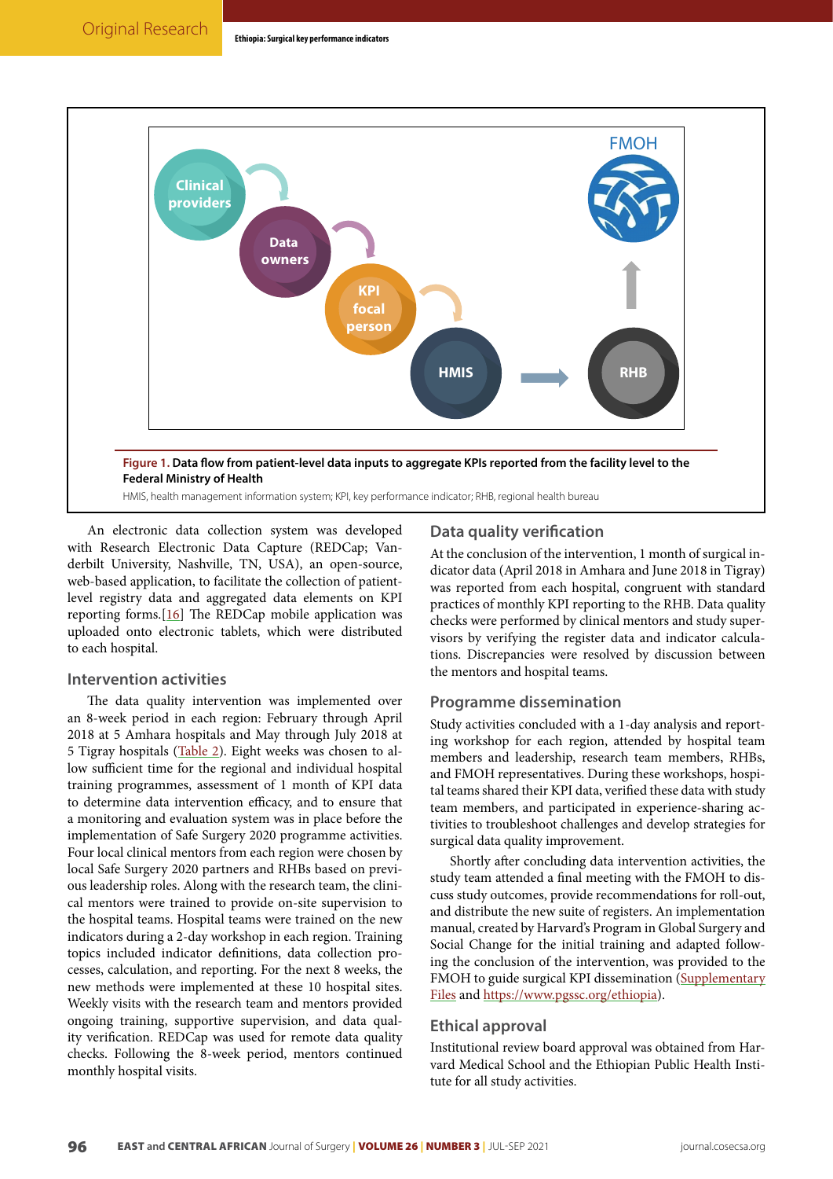Figure 1. **Data flow from patient-level data inputs to aggregate KPIs reported from the facility level to the Federal Ministry of Health**

HMIS, health management information system; KPI, key performance indicator; RHB, regional health bureau

An electronic data collection system was developed with Research Electronic Data Capture (REDCap; Vanderbilt University, Nashville, TN, USA), an open-source, web-based application, to facilitate the collection of patient-level registry data and aggregated data elements on KPI reporting forms.[16] The REDCap mobile application was uploaded onto electronic tablets, which were distributed to each hospital.

### Intervention activities

The data quality intervention was implemented over an 8-week period in each region: February through April 2018 at 5 Amhara hospitals and May through July 2018 at 5 Tigray hospitals (Table 2). Eight weeks was chosen to allow sufficient time for the regional and individual hospital training programmes, assessment of 1 month of KPI data to determine data intervention efficacy, and to ensure that a monitoring and evaluation system was in place before the implementation of Safe Surgery 2020 programme activities. Four local clinical mentors from each region were chosen by local Safe Surgery 2020 partners and RHBs based on previous leadership roles. Along with the research team, the clinical mentors were trained to provide on-site supervision to the hospital teams. Hospital teams were trained on the new indicators during a 2-day workshop in each region. Training topics included indicator definitions, data collection processes, calculation, and reporting. For the next 8 weeks, the new methods were implemented at these 10 hospital sites. Weekly visits with the research team and mentors provided ongoing training, supportive supervision, and data quality verification. REDCap was used for remote data quality checks. Following the 8-week period, mentors continued monthly hospital visits.

### Data quality verification

At the conclusion of the intervention, 1 month of surgical indicator data (April 2018 in Amhara and June 2018 in Tigray) was reported from each hospital, congruent with standard practices of monthly KPI reporting to the RHB. Data quality checks were performed by clinical mentors and study supervisors by verifying the register data and indicator calculations. Discrepancies were resolved by discussion between the mentors and hospital teams.

### Programme dissemination

Study activities concluded with a 1-day analysis and reporting workshop for each region, attended by hospital team members and leadership, research team members, RHBs, and FMOH representatives. During these workshops, hospital teams shared their KPI data, verified these data with study team members, and participated in experience-sharing activities to troubleshoot challenges and develop strategies for surgical data quality improvement.

Shortly after concluding data intervention activities, the study team attended a final meeting with the FMOH to discuss study outcomes, provide recommendations for roll-out, and distribute the new suite of registers. An implementation manual, created by Harvard's Program in Global Surgery and Social Change for the initial training and adapted following the conclusion of the intervention, was provided to the FMOH to guide surgical KPI dissemination (Supplementary Files and https://www.pgssc.org/ethiopia).

### Ethical approval

Institutional review board approval was obtained from Harvard Medical School and the Ethiopian Public Health Institute for all study activities.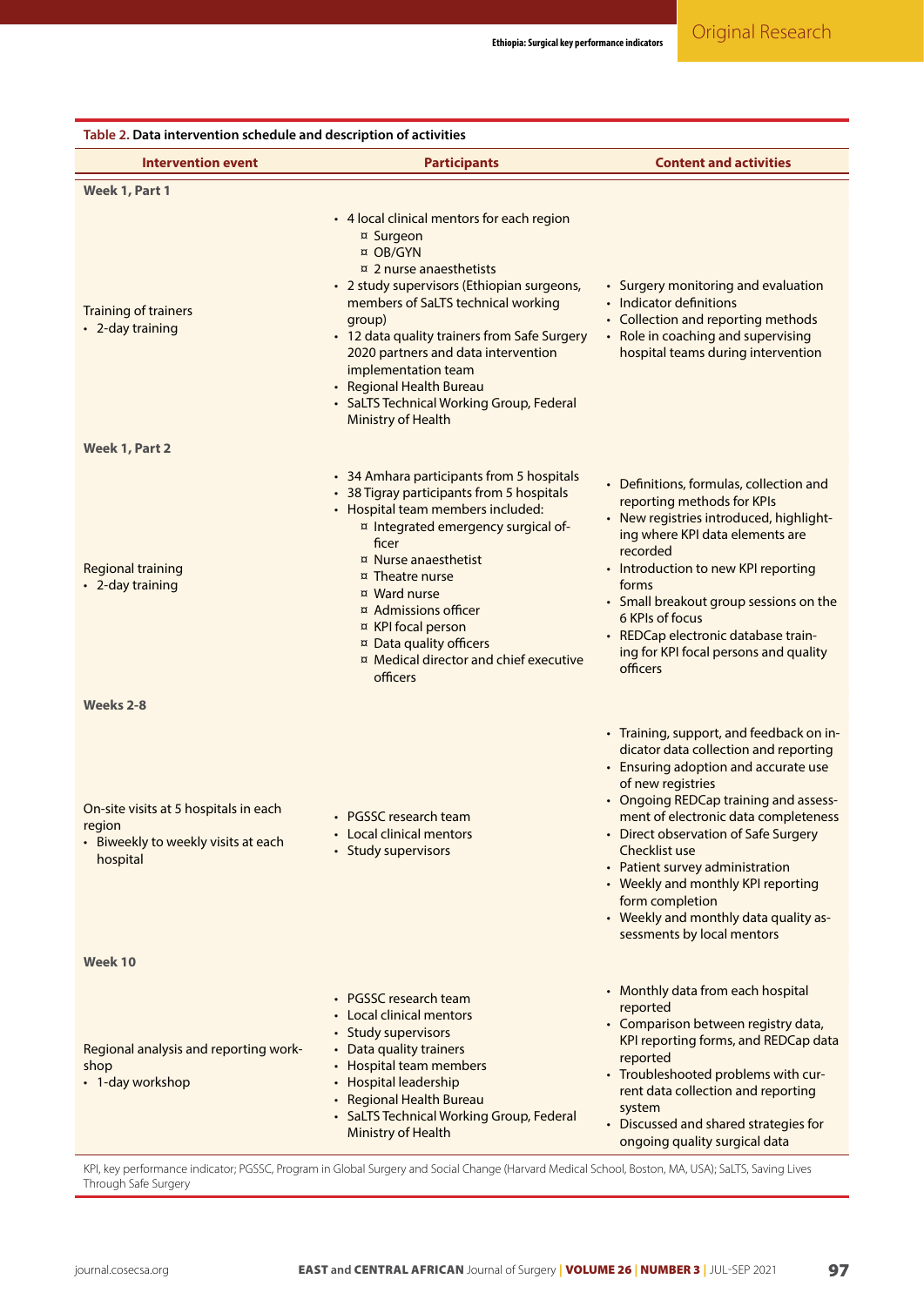**Table 2.** Data intervention schedule and description of activities

| Intervention event | Participants | Content and activities |
|---|---|---|
| **Week 1, Part 1** | | |
| Training of trainers<br>• 2-day training | • 4 local clinical mentors for each region<br>¤ Surgeon<br>¤ OB/GYN<br>¤ 2 nurse anaesthetists<br>• 2 study supervisors (Ethiopian surgeons, members of SaLTS technical working group)<br>• 12 data quality trainers from Safe Surgery 2020 partners and data intervention implementation team<br>• Regional Health Bureau<br>• SaLTS Technical Working Group, Federal Ministry of Health | • Surgery monitoring and evaluation<br>• Indicator definitions<br>• Collection and reporting methods<br>• Role in coaching and supervising hospital teams during intervention |
| **Week 1, Part 2** | | |
| Regional training<br>• 2-day training | • 34 Amhara participants from 5 hospitals<br>• 38 Tigray participants from 5 hospitals<br>• Hospital team members included:<br>¤ Integrated emergency surgical officer<br>¤ Nurse anaesthetist<br>¤ Theatre nurse<br>¤ Ward nurse<br>¤ Admissions officer<br>¤ KPI focal person<br>¤ Data quality officers<br>¤ Medical director and chief executive officers | • Definitions, formulas, collection and reporting methods for KPIs<br>• New registries introduced, highlighting where KPI data elements are recorded<br>• Introduction to new KPI reporting forms<br>• Small breakout group sessions on the 6 KPIs of focus<br>• REDCap electronic database training for KPI focal persons and quality officers |
| **Weeks 2-8** | | |
| On-site visits at 5 hospitals in each region<br>• Biweekly to weekly visits at each hospital | • PGSSC research team<br>• Local clinical mentors<br>• Study supervisors | • Training, support, and feedback on indicator data collection and reporting<br>• Ensuring adoption and accurate use of new registries<br>• Ongoing REDCap training and assessment of electronic data completeness<br>• Direct observation of Safe Surgery Checklist use<br>• Patient survey administration<br>• Weekly and monthly KPI reporting form completion<br>• Weekly and monthly data quality assessments by local mentors |
| **Week 10** | | |
| Regional analysis and reporting workshop<br>• 1-day workshop | • PGSSC research team<br>• Local clinical mentors<br>• Study supervisors<br>• Data quality trainers<br>• Hospital team members<br>• Hospital leadership<br>• Regional Health Bureau<br>• SaLTS Technical Working Group, Federal Ministry of Health | • Monthly data from each hospital reported<br>• Comparison between registry data, KPI reporting forms, and REDCap data reported<br>• Troubleshooted problems with current data collection and reporting system<br>• Discussed and shared strategies for ongoing quality surgical data |

KPI, key performance indicator; PGSSC, Program in Global Surgery and Social Change (Harvard Medical School, Boston, MA, USA); SaLTS, Saving Lives Through Safe Surgery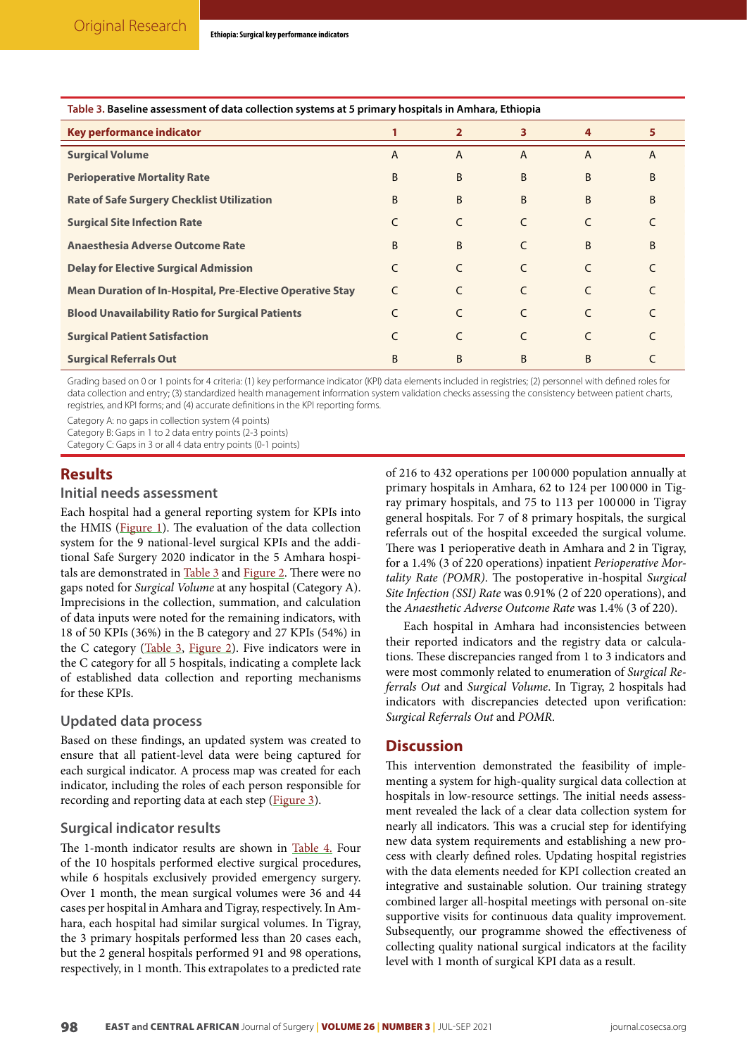**Table 3. Baseline assessment of data collection systems at 5 primary hospitals in Amhara, Ethiopia**

| Key performance indicator | 1 | 2 | 3 | 4 | 5 |
|---|---|---|---|---|---|
| Surgical Volume | A | A | A | A | A |
| Perioperative Mortality Rate | B | B | B | B | B |
| Rate of Safe Surgery Checklist Utilization | B | B | B | B | B |
| Surgical Site Infection Rate | C | C | C | C | C |
| Anaesthesia Adverse Outcome Rate | B | B | C | B | B |
| Delay for Elective Surgical Admission | C | C | C | C | C |
| Mean Duration of In-Hospital, Pre-Elective Operative Stay | C | C | C | C | C |
| Blood Unavailability Ratio for Surgical Patients | C | C | C | C | C |
| Surgical Patient Satisfaction | C | C | C | C | C |
| Surgical Referrals Out | B | B | B | B | C |

Grading based on 0 or 1 points for 4 criteria: (1) key performance indicator (KPI) data elements included in registries; (2) personnel with defined roles for data collection and entry; (3) standardized health management information system validation checks assessing the consistency between patient charts, registries, and KPI forms; and (4) accurate definitions in the KPI reporting forms.

Category A: no gaps in collection system (4 points)
Category B: Gaps in 1 to 2 data entry points (2-3 points)
Category C: Gaps in 3 or all 4 data entry points (0-1 points)

## Results

### Initial needs assessment

Each hospital had a general reporting system for KPIs into the HMIS (Figure 1). The evaluation of the data collection system for the 9 national-level surgical KPIs and the additional Safe Surgery 2020 indicator in the 5 Amhara hospitals are demonstrated in Table 3 and Figure 2. There were no gaps noted for *Surgical Volume* at any hospital (Category A). Imprecisions in the collection, summation, and calculation of data inputs were noted for the remaining indicators, with 18 of 50 KPIs (36%) in the B category and 27 KPIs (54%) in the C category (Table 3, Figure 2). Five indicators were in the C category for all 5 hospitals, indicating a complete lack of established data collection and reporting mechanisms for these KPIs.

### Updated data process

Based on these findings, an updated system was created to ensure that all patient-level data were being captured for each surgical indicator. A process map was created for each indicator, including the roles of each person responsible for recording and reporting data at each step (Figure 3).

### Surgical indicator results

The 1-month indicator results are shown in Table 4. Four of the 10 hospitals performed elective surgical procedures, while 6 hospitals exclusively provided emergency surgery. Over 1 month, the mean surgical volumes were 36 and 44 cases per hospital in Amhara and Tigray, respectively. In Amhara, each hospital had similar surgical volumes. In Tigray, the 3 primary hospitals performed less than 20 cases each, but the 2 general hospitals performed 91 and 98 operations, respectively, in 1 month. This extrapolates to a predicted rate of 216 to 432 operations per 100 000 population annually at primary hospitals in Amhara, 62 to 124 per 100 000 in Tigray primary hospitals, and 75 to 113 per 100 000 in Tigray general hospitals. For 7 of 8 primary hospitals, the surgical referrals out of the hospital exceeded the surgical volume. There was 1 perioperative death in Amhara and 2 in Tigray, for a 1.4% (3 of 220 operations) inpatient *Perioperative Mortality Rate (POMR)*. The postoperative in-hospital *Surgical Site Infection (SSI) Rate* was 0.91% (2 of 220 operations), and the *Anaesthetic Adverse Outcome Rate* was 1.4% (3 of 220).

Each hospital in Amhara had inconsistencies between their reported indicators and the registry data or calculations. These discrepancies ranged from 1 to 3 indicators and were most commonly related to enumeration of *Surgical Referrals Out* and *Surgical Volume*. In Tigray, 2 hospitals had indicators with discrepancies detected upon verification: *Surgical Referrals Out* and *POMR*.

## Discussion

This intervention demonstrated the feasibility of implementing a system for high-quality surgical data collection at hospitals in low-resource settings. The initial needs assessment revealed the lack of a clear data collection system for nearly all indicators. This was a crucial step for identifying new data system requirements and establishing a new process with clearly defined roles. Updating hospital registries with the data elements needed for KPI collection created an integrative and sustainable solution. Our training strategy combined larger all-hospital meetings with personal on-site supportive visits for continuous data quality improvement. Subsequently, our programme showed the effectiveness of collecting quality national surgical indicators at the facility level with 1 month of surgical KPI data as a result.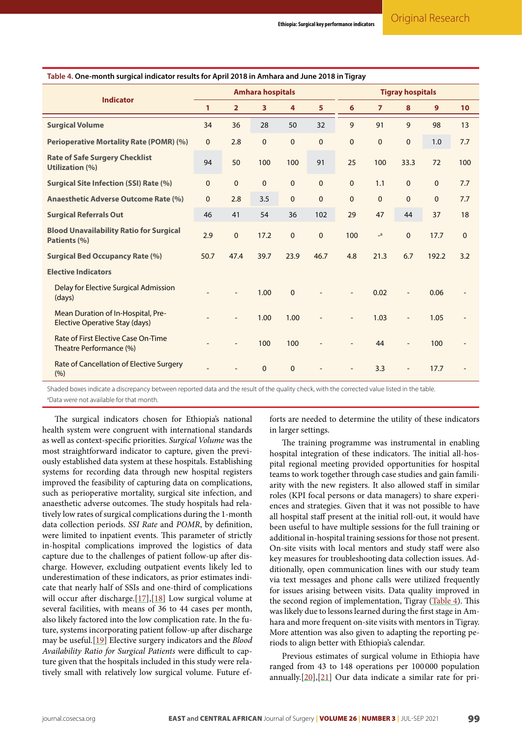**Table 4. One-month surgical indicator results for April 2018 in Amhara and June 2018 in Tigray**

| Indicator | Amhara hospitals | | | | | Tigray hospitals | | | | |
|---|---|---|---|---|---|---|---|---|---|---|
| | 1 | 2 | 3 | 4 | 5 | 6 | 7 | 8 | 9 | 10 |
| **Surgical Volume** | 34 | 36 | 28 | 50 | 32 | 9 | 91 | 9 | 98 | 13 |
| **Perioperative Mortality Rate (POMR) (%)** | 0 | 2.8 | 0 | 0 | 0 | 0 | 0 | 0 | 1.0 | 7.7 |
| **Rate of Safe Surgery Checklist Utilization (%)** | 94 | 50 | 100 | 100 | 91 | 25 | 100 | 33.3 | 72 | 100 |
| **Surgical Site Infection (SSI) Rate (%)** | 0 | 0 | 0 | 0 | 0 | 0 | 1.1 | 0 | 0 | 7.7 |
| **Anaesthetic Adverse Outcome Rate (%)** | 0 | 2.8 | 3.5 | 0 | 0 | 0 | 0 | 0 | 0 | 7.7 |
| **Surgical Referrals Out** | 46 | 41 | 54 | 36 | 102 | 29 | 47 | 44 | 37 | 18 |
| **Blood Unavailability Ratio for Surgical Patients (%)** | 2.9 | 0 | 17.2 | 0 | 0 | 100 | -[a] | 0 | 17.7 | 0 |
| **Surgical Bed Occupancy Rate (%)** | 50.7 | 47.4 | 39.7 | 23.9 | 46.7 | 4.8 | 21.3 | 6.7 | 192.2 | 3.2 |
| **Elective Indicators** | | | | | | | | | | |
| Delay for Elective Surgical Admission (days) | - | - | 1.00 | 0 | - | - | 0.02 | - | 0.06 | - |
| Mean Duration of In-Hospital, Pre-Elective Operative Stay (days) | - | - | 1.00 | 1.00 | - | - | 1.03 | - | 1.05 | - |
| Rate of First Elective Case On-Time Theatre Performance (%) | - | - | 100 | 100 | - | - | 44 | - | 100 | - |
| Rate of Cancellation of Elective Surgery (%) | - | - | 0 | 0 | - | - | 3.3 | - | 17.7 | - |

Shaded boxes indicate a discrepancy between reported data and the result of the quality check, with the corrected value listed in the table.
[a]Data were not available for that month.

The surgical indicators chosen for Ethiopia's national health system were congruent with international standards as well as context-specific priorities. *Surgical Volume* was the most straightforward indicator to capture, given the previously established data system at these hospitals. Establishing systems for recording data through new hospital registers improved the feasibility of capturing data on complications, such as perioperative mortality, surgical site infection, and anaesthetic adverse outcomes. The study hospitals had relatively low rates of surgical complications during the 1-month data collection periods. *SSI Rate* and *POMR*, by definition, were limited to inpatient events. This parameter of strictly in-hospital complications improved the logistics of data capture due to the challenges of patient follow-up after discharge. However, excluding outpatient events likely led to underestimation of these indicators, as prior estimates indicate that nearly half of SSIs and one-third of complications will occur after discharge.[17],[18] Low surgical volume at several facilities, with means of 36 to 44 cases per month, also likely factored into the low complication rate. In the future, systems incorporating patient follow-up after discharge may be useful.[19] Elective surgery indicators and the *Blood Availability Ratio for Surgical Patients* were difficult to capture given that the hospitals included in this study were relatively small with relatively low surgical volume. Future efforts are needed to determine the utility of these indicators in larger settings.

The training programme was instrumental in enabling hospital integration of these indicators. The initial all-hospital regional meeting provided opportunities for hospital teams to work together through case studies and gain familiarity with the new registers. It also allowed staff in similar roles (KPI focal persons or data managers) to share experiences and strategies. Given that it was not possible to have all hospital staff present at the initial roll-out, it would have been useful to have multiple sessions for the full training or additional in-hospital training sessions for those not present. On-site visits with local mentors and study staff were also key measures for troubleshooting data collection issues. Additionally, open communication lines with our study team via text messages and phone calls were utilized frequently for issues arising between visits. Data quality improved in the second region of implementation, Tigray (Table 4). This was likely due to lessons learned during the first stage in Amhara and more frequent on-site visits with mentors in Tigray. More attention was also given to adapting the reporting periods to align better with Ethiopia's calendar.

Previous estimates of surgical volume in Ethiopia have ranged from 43 to 148 operations per 100 000 population annually.[20],[21] Our data indicate a similar rate for pri-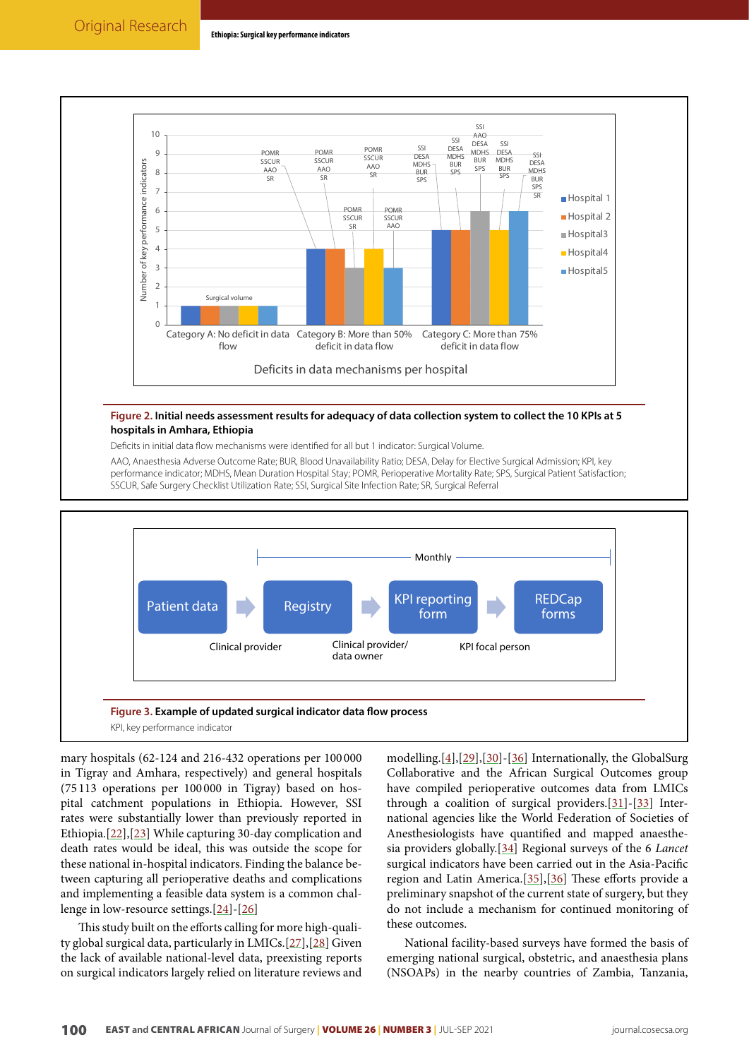**Figure 2. Initial needs assessment results for adequacy of data collection system to collect the 10 KPIs at 5 hospitals in Amhara, Ethiopia**

Deficits in initial data flow mechanisms were identified for all but 1 indicator: Surgical Volume.

AAO, Anaesthesia Adverse Outcome Rate; BUR, Blood Unavailability Rate; DESA, Delay for Elective Surgical Admission; KPI, key performance indicator; MDHS, Mean Duration Hospital Stay; POMR, Perioperative Mortality Rate; SPS, Surgical Patient Satisfaction; SSCUR, Safe Surgery Checklist Utilization Rate; SSI, Surgical Site Infection Rate; SR, Surgical Referral

**Figure 3. Example of updated surgical indicator data flow process**

KPI, key performance indicator

mary hospitals (62-124 and 216-432 operations per 100 000 in Tigray and Amhara, respectively) and general hospitals (75 113 operations per 100 000 in Tigray) based on hospital catchment populations in Ethiopia. However, SSI rates were substantially lower than previously reported in Ethiopia.[22],[23] While capturing 30-day complication and death rates would be ideal, this was outside the scope for these national in-hospital indicators. Finding the balance between capturing all perioperative deaths and complications and implementing a feasible data system is a common challenge in low-resource settings.[24]-[26]

This study built on the efforts calling for more high-quality global surgical data, particularly in LMICs.[27],[28] Given the lack of available national-level data, preexisting reports on surgical indicators largely relied on literature reviews and modelling.[4],[29],[30]-[36] Internationally, the GlobalSurg Collaborative and the African Surgical Outcomes group have compiled perioperative outcomes data from LMICs through a coalition of surgical providers.[31]-[33] International agencies like the World Federation of Societies of Anesthesiologists have quantified and mapped anaesthesia providers globally.[34] Regional surveys of the 6 *Lancet* surgical indicators have been carried out in the Asia-Pacific region and Latin America.[35],[36] These efforts provide a preliminary snapshot of the current state of surgery, but they do not include a mechanism for continued monitoring of these outcomes.

National facility-based surveys have formed the basis of emerging national surgical, obstetric, and anaesthesia plans (NSOAPs) in the nearby countries of Zambia, Tanzania,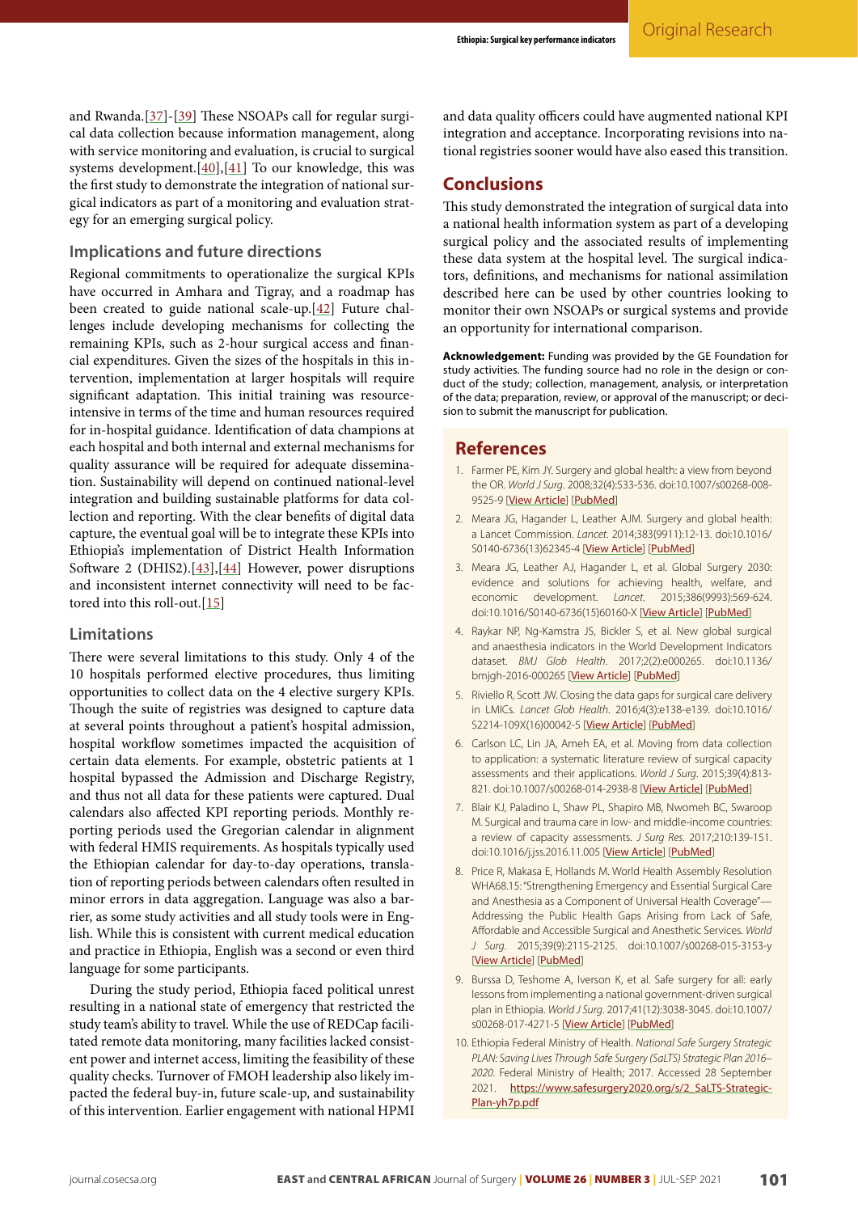and Rwanda.[37]-[39] These NSOAPs call for regular surgical data collection because information management, along with service monitoring and evaluation, is crucial to surgical systems development.[40],[41] To our knowledge, this was the first study to demonstrate the integration of national surgical indicators as part of a monitoring and evaluation strategy for an emerging surgical policy.

### Implications and future directions

Regional commitments to operationalize the surgical KPIs have occurred in Amhara and Tigray, and a roadmap has been created to guide national scale-up.[42] Future challenges include developing mechanisms for collecting the remaining KPIs, such as 2-hour surgical access and financial expenditures. Given the sizes of the hospitals in this intervention, implementation at larger hospitals will require significant adaptation. This initial training was resource-intensive in terms of the time and human resources required for in-hospital guidance. Identification of data champions at each hospital and both internal and external mechanisms for quality assurance will be required for adequate dissemination. Sustainability will depend on continued national-level integration and building sustainable platforms for data collection and reporting. With the clear benefits of digital data capture, the eventual goal will be to integrate these KPIs into Ethiopia's implementation of District Health Information Software 2 (DHIS2).[43],[44] However, power disruptions and inconsistent internet connectivity will need to be factored into this roll-out.[15]

### Limitations

There were several limitations to this study. Only 4 of the 10 hospitals performed elective procedures, thus limiting opportunities to collect data on the 4 elective surgery KPIs. Though the suite of registries was designed to capture data at several points throughout a patient's hospital admission, hospital workflow sometimes impacted the acquisition of certain data elements. For example, obstetric patients at 1 hospital bypassed the Admission and Discharge Registry, and thus not all data for these patients were captured. Dual calendars also affected KPI reporting periods. Monthly reporting periods used the Gregorian calendar in alignment with federal HMIS requirements. As hospitals typically used the Ethiopian calendar for day-to-day operations, translation of reporting periods between calendars often resulted in minor errors in data aggregation. Language was also a barrier, as some study activities and all study tools were in English. While this is consistent with current medical education and practice in Ethiopia, English was a second or even third language for some participants.

During the study period, Ethiopia faced political unrest resulting in a national state of emergency that restricted the study team's ability to travel. While the use of REDCap facilitated remote data monitoring, many facilities lacked consistent power and internet access, limiting the feasibility of these quality checks. Turnover of FMOH leadership also likely impacted the federal buy-in, future scale-up, and sustainability of this intervention. Earlier engagement with national HPMI and data quality officers could have augmented national KPI integration and acceptance. Incorporating revisions into national registries sooner would have also eased this transition.

## Conclusions

This study demonstrated the integration of surgical data into a national health information system as part of a developing surgical policy and the associated results of implementing these data system at the hospital level. The surgical indicators, definitions, and mechanisms for national assimilation described here can be used by other countries looking to monitor their own NSOAPs or surgical systems and provide an opportunity for international comparison.

**Acknowledgement:** Funding was provided by the GE Foundation for study activities. The funding source had no role in the design or conduct of the study; collection, management, analysis, or interpretation of the data; preparation, review, or approval of the manuscript; or decision to submit the manuscript for publication.

## References

1. Farmer PE, Kim JY. Surgery and global health: a view from beyond the OR. *World J Surg*. 2008;32(4):533-536. doi:10.1007/s00268-008-9525-9 [View Article] [PubMed]
2. Meara JG, Hagander L, Leather AJM. Surgery and global health: a Lancet Commission. *Lancet*. 2014;383(9911):12-13. doi:10.1016/S0140-6736(13)62345-4 [View Article] [PubMed]
3. Meara JG, Leather AJ, Hagander L, et al. Global Surgery 2030: evidence and solutions for achieving health, welfare, and economic development. *Lancet*. 2015;386(9993):569-624. doi:10.1016/S0140-6736(15)60160-X [View Article] [PubMed]
4. Raykar NP, Ng-Kamstra JS, Bickler S, et al. New global surgical and anaesthesia indicators in the World Development Indicators dataset. *BMJ Glob Health*. 2017;2(2):e000265. doi:10.1136/bmjgh-2016-000265 [View Article] [PubMed]
5. Riviello R, Scott JW. Closing the data gaps for surgical care delivery in LMICs. *Lancet Glob Health*. 2016;4(3):e138-e139. doi:10.1016/S2214-109X(16)00042-5 [View Article] [PubMed]
6. Carlson LC, Lin JA, Ameh EA, et al. Moving from data collection to application: a systematic literature review of surgical capacity assessments and their applications. *World J Surg*. 2015;39(4):813-821. doi:10.1007/s00268-014-2938-8 [View Article] [PubMed]
7. Blair KJ, Paladino L, Shaw PL, Shapiro MB, Nwomeh BC, Swaroop M. Surgical and trauma care in low- and middle-income countries: a review of capacity assessments. *J Surg Res*. 2017;210:139-151. doi:10.1016/j.jss.2016.11.005 [View Article] [PubMed]
8. Price R, Makasa E, Hollands M. World Health Assembly Resolution WHA68.15: "Strengthening Emergency and Essential Surgical Care and Anesthesia as a Component of Universal Health Coverage"—Addressing the Public Health Gaps Arising from Lack of Safe, Affordable and Accessible Surgical and Anesthetic Services. *World J Surg*. 2015;39(9):2115-2125. doi:10.1007/s00268-015-3153-y [View Article] [PubMed]
9. Burssa D, Teshome A, Iverson K, et al. Safe surgery for all: early lessons from implementing a national government-driven surgical plan in Ethiopia. *World J Surg*. 2017;41(12):3038-3045. doi:10.1007/s00268-017-4271-5 [View Article] [PubMed]
10. Ethiopia Federal Ministry of Health. *National Safe Surgery Strategic PLAN: Saving Lives Through Safe Surgery (SaLTS) Strategic Plan 2016–2020*. Federal Ministry of Health; 2017. Accessed 28 September 2021. https://www.safesurgery2020.org/s/2_SaLTS-Strategic-Plan-yh7p.pdf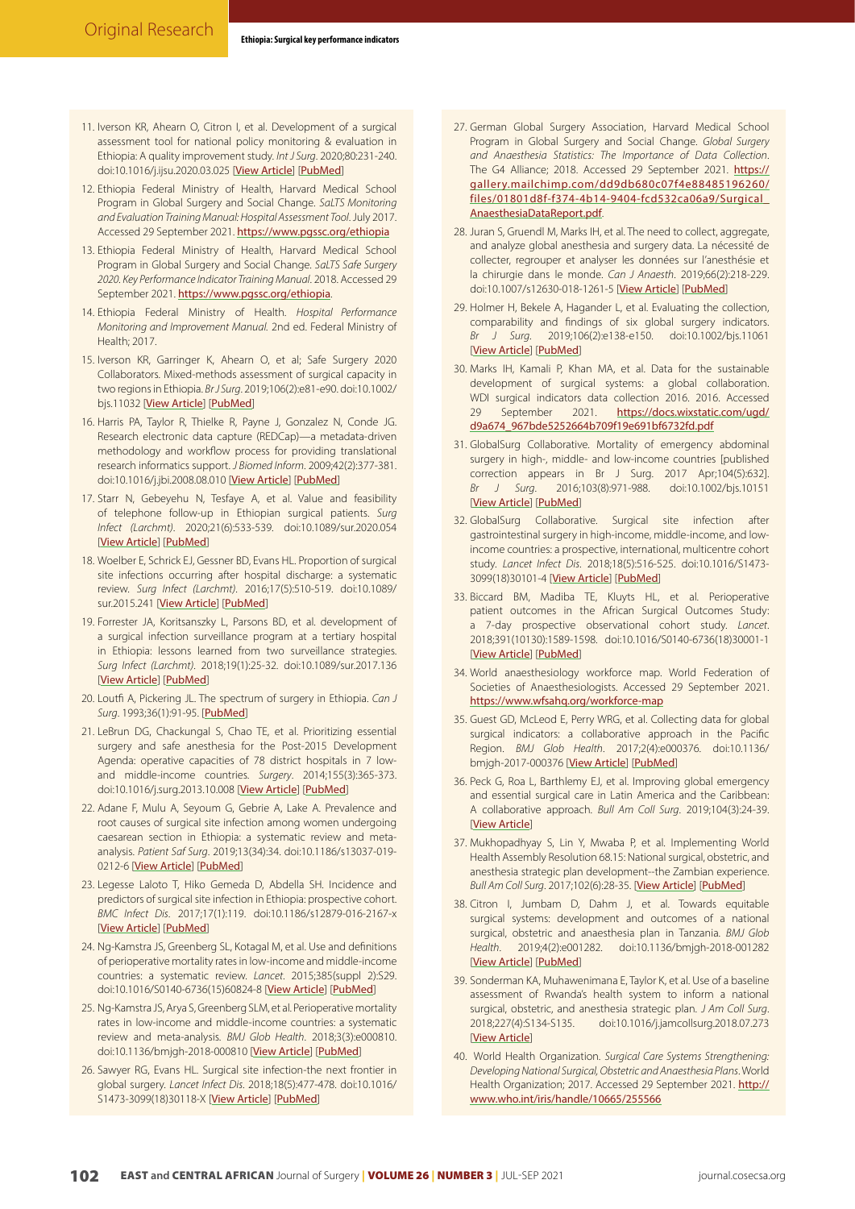11. Iverson KR, Ahearn O, Citron I, et al. Development of a surgical assessment tool for national policy monitoring & evaluation in Ethiopia: A quality improvement study. *Int J Surg*. 2020;80:231-240. doi:10.1016/j.ijsu.2020.03.025 [View Article] [PubMed]

12. Ethiopia Federal Ministry of Health, Harvard Medical School Program in Global Surgery and Social Change. *SaLTS Monitoring and Evaluation Training Manual: Hospital Assessment Tool*. July 2017. Accessed 29 September 2021. https://www.pgssc.org/ethiopia

13. Ethiopia Federal Ministry of Health, Harvard Medical School Program in Global Surgery and Social Change. *SaLTS Safe Surgery 2020. Key Performance Indicator Training Manual*. 2018. Accessed 29 September 2021. https://www.pgssc.org/ethiopia.

14. Ethiopia Federal Ministry of Health. *Hospital Performance Monitoring and Improvement Manual.* 2nd ed. Federal Ministry of Health; 2017.

15. Iverson KR, Garringer K, Ahearn O, et al; Safe Surgery 2020 Collaborators. Mixed-methods assessment of surgical capacity in two regions in Ethiopia. *Br J Surg*. 2019;106(2):e81-e90. doi:10.1002/bjs.11032 [View Article] [PubMed]

16. Harris PA, Taylor R, Thielke R, Payne J, Gonzalez N, Conde JG. Research electronic data capture (REDCap)—a metadata-driven methodology and workflow process for providing translational research informatics support. *J Biomed Inform*. 2009;42(2):377-381. doi:10.1016/j.jbi.2008.08.010 [View Article] [PubMed]

17. Starr N, Gebeyehu N, Tesfaye A, et al. Value and feasibility of telephone follow-up in Ethiopian surgical patients. *Surg Infect (Larchmt)*. 2020;21(6):533-539. doi:10.1089/sur.2020.054 [View Article] [PubMed]

18. Woelber E, Schrick EJ, Gessner BD, Evans HL. Proportion of surgical site infections occurring after hospital discharge: a systematic review. *Surg Infect (Larchmt)*. 2016;17(5):510-519. doi:10.1089/sur.2015.241 [View Article] [PubMed]

19. Forrester JA, Koritsanszky L, Parsons BD, et al. development of a surgical infection surveillance program at a tertiary hospital in Ethiopia: lessons learned from two surveillance strategies. *Surg Infect (Larchmt)*. 2018;19(1):25-32. doi:10.1089/sur.2017.136 [View Article] [PubMed]

20. Loutfi A, Pickering JL. The spectrum of surgery in Ethiopia. *Can J Surg*. 1993;36(1):91-95. [PubMed]

21. LeBrun DG, Chackungal S, Chao TE, et al. Prioritizing essential surgery and safe anesthesia for the Post-2015 Development Agenda: operative capacities of 78 district hospitals in 7 low- and middle-income countries. *Surgery*. 2014;155(3):365-373. doi:10.1016/j.surg.2013.10.008 [View Article] [PubMed]

22. Adane F, Mulu A, Seyoum G, Gebrie A, Lake A. Prevalence and root causes of surgical site infection among women undergoing caesarean section in Ethiopia: a systematic review and meta-analysis. *Patient Saf Surg*. 2019;13(34):34. doi:10.1186/s13037-019-0212-6 [View Article] [PubMed]

23. Legesse Laloto T, Hiko Gemeda D, Abdella SH. Incidence and predictors of surgical site infection in Ethiopia: prospective cohort. *BMC Infect Dis*. 2017;17(1):119. doi:10.1186/s12879-016-2167-x [View Article] [PubMed]

24. Ng-Kamstra JS, Greenberg SL, Kotagal M, et al. Use and definitions of perioperative mortality rates in low-income and middle-income countries: a systematic review. *Lancet*. 2015;385(suppl 2):S29. doi:10.1016/S0140-6736(15)60824-8 [View Article] [PubMed]

25. Ng-Kamstra JS, Arya S, Greenberg SLM, et al. Perioperative mortality rates in low-income and middle-income countries: a systematic review and meta-analysis. *BMJ Glob Health*. 2018;3(3):e000810. doi:10.1136/bmjgh-2018-000810 [View Article] [PubMed]

26. Sawyer RG, Evans HL. Surgical site infection-the next frontier in global surgery. *Lancet Infect Dis*. 2018;18(5):477-478. doi:10.1016/S1473-3099(18)30118-X [View Article] [PubMed]

27. German Global Surgery Association, Harvard Medical School Program in Global Surgery and Social Change. *Global Surgery and Anaesthesia Statistics: The Importance of Data Collection*. The G4 Alliance; 2018. Accessed 29 September 2021. https://gallery.mailchimp.com/dd9db680c07f4e88485196260/files/01801d8f-f374-4b14-9404-fcd532ca06a9/Surgical_AnaesthesiaDataReport.pdf.

28. Juran S, Gruendl M, Marks IH, et al. The need to collect, aggregate, and analyze global anesthesia and surgery data. La nécessité de collecter, regrouper et analyser les données sur l'anesthésie et la chirurgie dans le monde. *Can J Anaesth*. 2019;66(2):218-229. doi:10.1007/s12630-018-1261-5 [View Article] [PubMed]

29. Holmer H, Bekele A, Hagander L, et al. Evaluating the collection, comparability and findings of six global surgery indicators. *Br J Surg*. 2019;106(2):e138-e150. doi:10.1002/bjs.11061 [View Article] [PubMed]

30. Marks IH, Kamali P, Khan MA, et al. Data for the sustainable development of surgical systems: a global collaboration. WDI surgical indicators data collection 2016. 2016. Accessed 29 September 2021. https://docs.wixstatic.com/ugd/d9a674_967bde5252664b709f19e691bf6732fd.pdf

31. GlobalSurg Collaborative. Mortality of emergency abdominal surgery in high-, middle- and low-income countries [published correction appears in Br J Surg. 2017 Apr;104(5):632]. *Br J Surg*. 2016;103(8):971-988. doi:10.1002/bjs.10151 [View Article] [PubMed]

32. GlobalSurg Collaborative. Surgical site infection after gastrointestinal surgery in high-income, middle-income, and low-income countries: a prospective, international, multicentre cohort study. *Lancet Infect Dis*. 2018;18(5):516-525. doi:10.1016/S1473-3099(18)30101-4 [View Article] [PubMed]

33. Biccard BM, Madiba TE, Kluyts HL, et al. Perioperative patient outcomes in the African Surgical Outcomes Study: a 7-day prospective observational cohort study. *Lancet*. 2018;391(10130):1589-1598. doi:10.1016/S0140-6736(18)30001-1 [View Article] [PubMed]

34. World anaesthesiology workforce map. World Federation of Societies of Anaesthesiologists. Accessed 29 September 2021. https://www.wfsahq.org/workforce-map

35. Guest GD, McLeod E, Perry WRG, et al. Collecting data for global surgical indicators: a collaborative approach in the Pacific Region. *BMJ Glob Health*. 2017;2(4):e000376. doi:10.1136/bmjgh-2017-000376 [View Article] [PubMed]

36. Peck G, Roa L, Barthlemy EJ, et al. Improving global emergency and essential surgical care in Latin America and the Caribbean: A collaborative approach. *Bull Am Coll Surg*. 2019;104(3):24-39. [View Article]

37. Mukhopadhyay S, Lin Y, Mwaba P, et al. Implementing World Health Assembly Resolution 68.15: National surgical, obstetric, and anesthesia strategic plan development--the Zambian experience. *Bull Am Coll Surg*. 2017;102(6):28-35. [View Article] [PubMed]

38. Citron I, Jumbam D, Dahm J, et al. Towards equitable surgical systems: development and outcomes of a national surgical, obstetric and anaesthesia plan in Tanzania. *BMJ Glob Health*. 2019;4(2):e001282. doi:10.1136/bmjgh-2018-001282 [View Article] [PubMed]

39. Sonderman KA, Muhawenimana E, Taylor K, et al. Use of a baseline assessment of Rwanda's health system to inform a national surgical, obstetric, and anesthesia strategic plan. *J Am Coll Surg*. 2018;227(4):S134-S135. doi:10.1016/j.jamcollsurg.2018.07.273 [View Article]

40. World Health Organization. *Surgical Care Systems Strengthening: Developing National Surgical, Obstetric and Anaesthesia Plans*. World Health Organization; 2017. Accessed 29 September 2021. http://www.who.int/iris/handle/10665/255566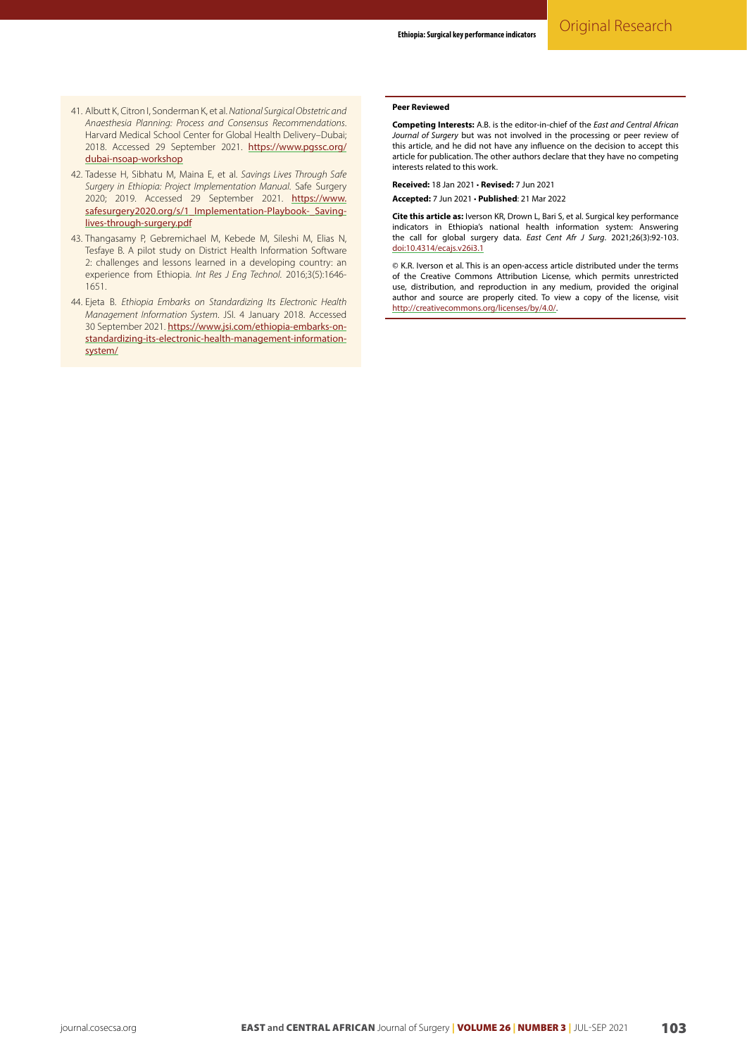41. Albutt K, Citron I, Sonderman K, et al. *National Surgical Obstetric and Anaesthesia Planning: Process and Consensus Recommendations*. Harvard Medical School Center for Global Health Delivery–Dubai; 2018. Accessed 29 September 2021. https://www.pgssc.org/dubai-nsoap-workshop

42. Tadesse H, Sibhatu M, Maina E, et al. *Savings Lives Through Safe Surgery in Ethiopia: Project Implementation Manual.* Safe Surgery 2020; 2019. Accessed 29 September 2021. https://www.safesurgery2020.org/s/1_Implementation-Playbook-_Saving-lives-through-surgery.pdf

43. Thangasamy P, Gebremichael M, Kebede M, Sileshi M, Elias N, Tesfaye B. A pilot study on District Health Information Software 2: challenges and lessons learned in a developing country: an experience from Ethiopia. *Int Res J Eng Technol.* 2016;3(5):1646-1651.

44. Ejeta B. *Ethiopia Embarks on Standardizing Its Electronic Health Management Information System*. JSI. 4 January 2018. Accessed 30 September 2021. https://www.jsi.com/ethiopia-embarks-on-standardizing-its-electronic-health-management-information-system/

**Peer Reviewed**

**Competing Interests:** A.B. is the editor-in-chief of the *East and Central African Journal of Surgery* but was not involved in the processing or peer review of this article, and he did not have any influence on the decision to accept this article for publication. The other authors declare that they have no competing interests related to this work.

**Received:** 18 Jan 2021 • **Revised:** 7 Jun 2021

**Accepted:** 7 Jun 2021 • **Published**: 21 Mar 2022

**Cite this article as:** Iverson KR, Drown L, Bari S, et al. Surgical key performance indicators in Ethiopia's national health information system: Answering the call for global surgery data. *East Cent Afr J Surg*. 2021;26(3):92-103. doi:10.4314/ecajs.v26i3.1

© K.R. Iverson et al. This is an open-access article distributed under the terms of the Creative Commons Attribution License, which permits unrestricted use, distribution, and reproduction in any medium, provided the original author and source are properly cited. To view a copy of the license, visit http://creativecommons.org/licenses/by/4.0/.